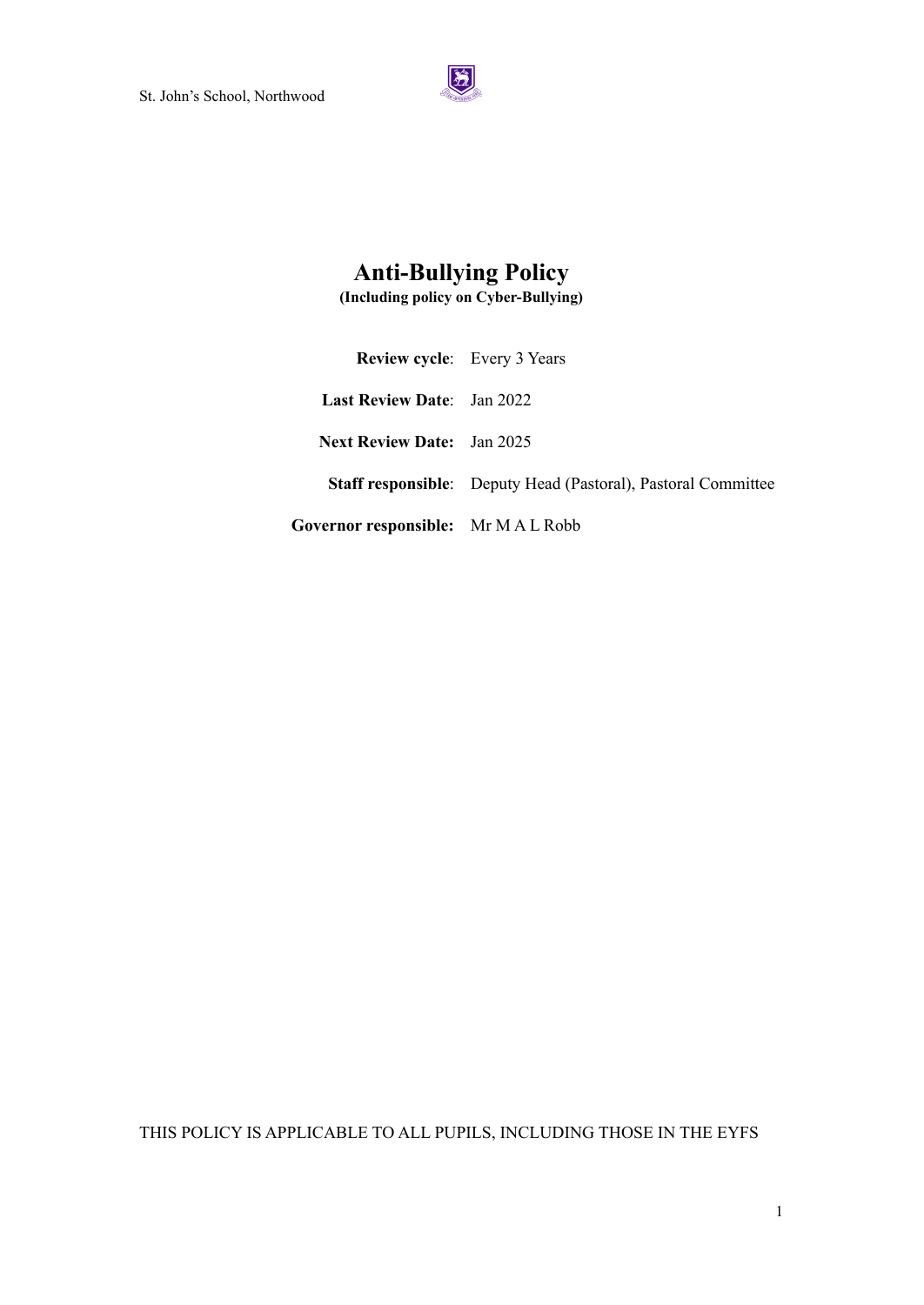# Anti-Bullying Policy

**(Including policy on Cyber-Bullying)**

| | |
|---|---|
| **Review cycle**: | Every 3 Years |
| **Last Review Date**: | Jan 2022 |
| **Next Review Date:** | Jan 2025 |
| **Staff responsible**: | Deputy Head (Pastoral), Pastoral Committee |
| **Governor responsible:** | Mr M A L Robb |

THIS POLICY IS APPLICABLE TO ALL PUPILS, INCLUDING THOSE IN THE EYFS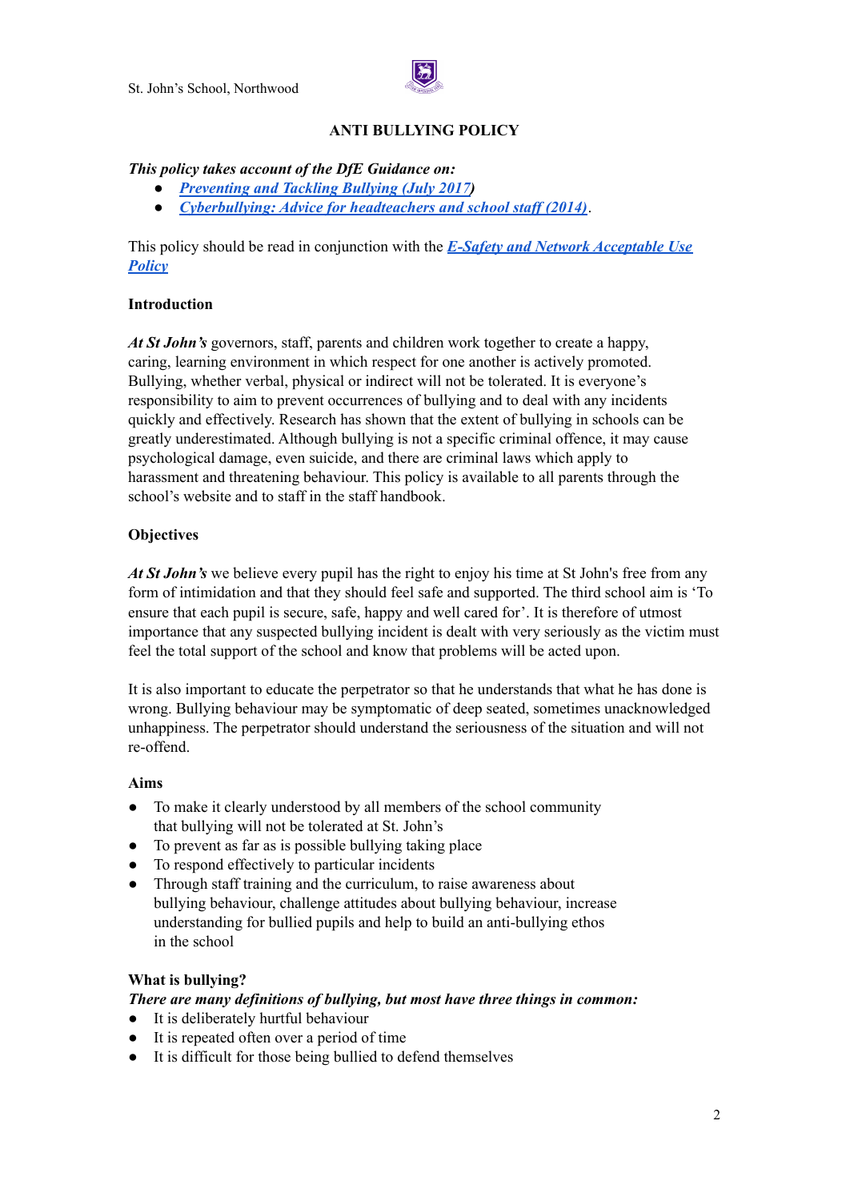# ANTI BULLYING POLICY

***This policy takes account of the DfE Guidance on:***

- *Preventing and Tackling Bullying (July 2017)*
- *Cyberbullying: Advice for headteachers and school staff (2014)*.

This policy should be read in conjunction with the ***E-Safety and Network Acceptable Use Policy***

**Introduction**

***At St John's*** governors, staff, parents and children work together to create a happy, caring, learning environment in which respect for one another is actively promoted. Bullying, whether verbal, physical or indirect will not be tolerated. It is everyone's responsibility to aim to prevent occurrences of bullying and to deal with any incidents quickly and effectively. Research has shown that the extent of bullying in schools can be greatly underestimated. Although bullying is not a specific criminal offence, it may cause psychological damage, even suicide, and there are criminal laws which apply to harassment and threatening behaviour. This policy is available to all parents through the school's website and to staff in the staff handbook.

**Objectives**

***At St John's*** we believe every pupil has the right to enjoy his time at St John's free from any form of intimidation and that they should feel safe and supported. The third school aim is 'To ensure that each pupil is secure, safe, happy and well cared for'. It is therefore of utmost importance that any suspected bullying incident is dealt with very seriously as the victim must feel the total support of the school and know that problems will be acted upon.

It is also important to educate the perpetrator so that he understands that what he has done is wrong. Bullying behaviour may be symptomatic of deep seated, sometimes unacknowledged unhappiness. The perpetrator should understand the seriousness of the situation and will not re-offend.

**Aims**

- To make it clearly understood by all members of the school community that bullying will not be tolerated at St. John's
- To prevent as far as is possible bullying taking place
- To respond effectively to particular incidents
- Through staff training and the curriculum, to raise awareness about bullying behaviour, challenge attitudes about bullying behaviour, increase understanding for bullied pupils and help to build an anti-bullying ethos in the school

**What is bullying?**

***There are many definitions of bullying, but most have three things in common:***

- It is deliberately hurtful behaviour
- It is repeated often over a period of time
- It is difficult for those being bullied to defend themselves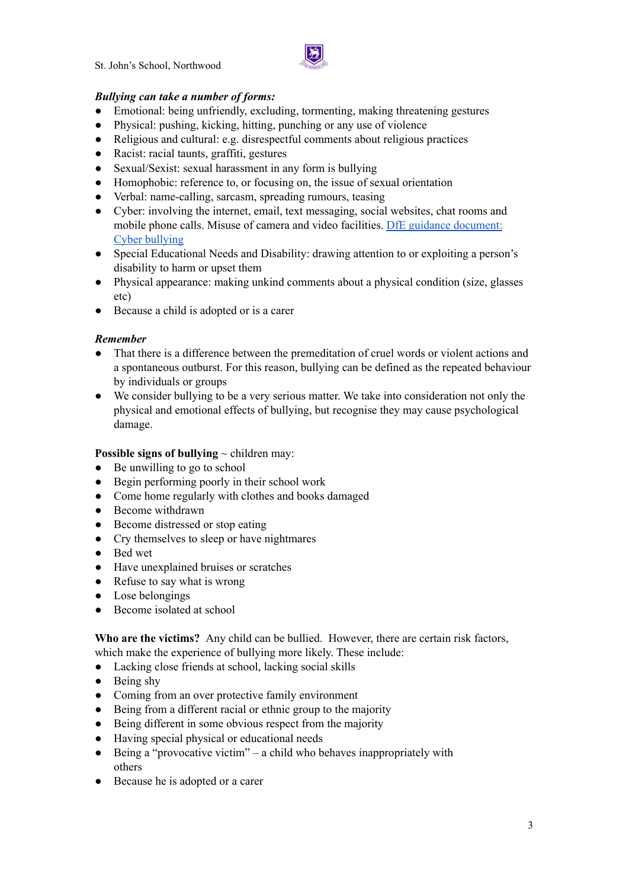***Bullying can take a number of forms:***

- Emotional: being unfriendly, excluding, tormenting, making threatening gestures
- Physical: pushing, kicking, hitting, punching or any use of violence
- Religious and cultural: e.g. disrespectful comments about religious practices
- Racist: racial taunts, graffiti, gestures
- Sexual/Sexist: sexual harassment in any form is bullying
- Homophobic: reference to, or focusing on, the issue of sexual orientation
- Verbal: name-calling, sarcasm, spreading rumours, teasing
- Cyber: involving the internet, email, text messaging, social websites, chat rooms and mobile phone calls. Misuse of camera and video facilities. DfE guidance document: Cyber bullying
- Special Educational Needs and Disability: drawing attention to or exploiting a person's disability to harm or upset them
- Physical appearance: making unkind comments about a physical condition (size, glasses etc)
- Because a child is adopted or is a carer

***Remember***

- That there is a difference between the premeditation of cruel words or violent actions and a spontaneous outburst. For this reason, bullying can be defined as the repeated behaviour by individuals or groups
- We consider bullying to be a very serious matter. We take into consideration not only the physical and emotional effects of bullying, but recognise they may cause psychological damage.

**Possible signs of bullying** ~ children may:

- Be unwilling to go to school
- Begin performing poorly in their school work
- Come home regularly with clothes and books damaged
- Become withdrawn
- Become distressed or stop eating
- Cry themselves to sleep or have nightmares
- Bed wet
- Have unexplained bruises or scratches
- Refuse to say what is wrong
- Lose belongings
- Become isolated at school

**Who are the victims?** Any child can be bullied. However, there are certain risk factors, which make the experience of bullying more likely. These include:

- Lacking close friends at school, lacking social skills
- Being shy
- Coming from an over protective family environment
- Being from a different racial or ethnic group to the majority
- Being different in some obvious respect from the majority
- Having special physical or educational needs
- Being a "provocative victim" – a child who behaves inappropriately with others
- Because he is adopted or a carer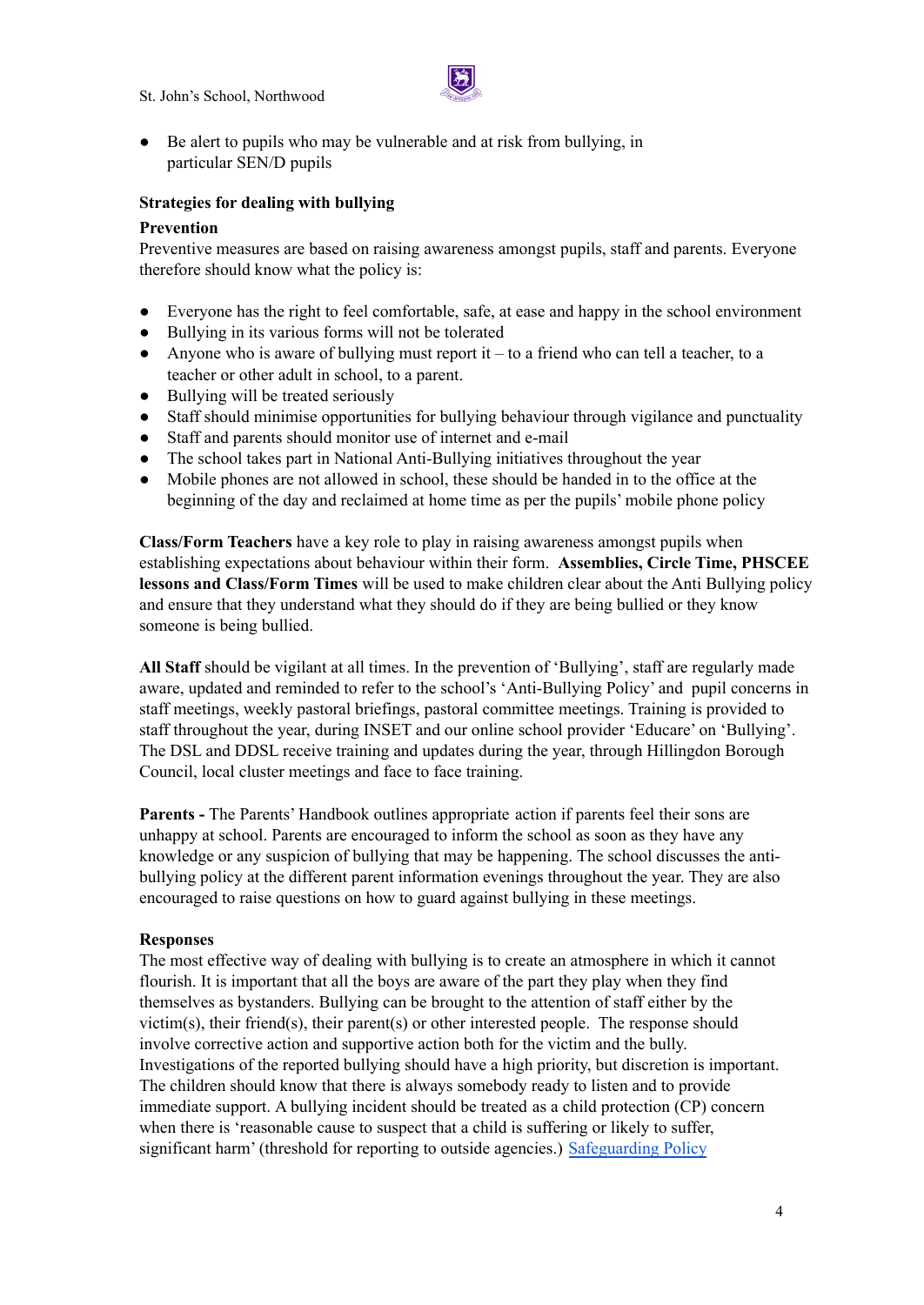- Be alert to pupils who may be vulnerable and at risk from bullying, in particular SEN/D pupils

**Strategies for dealing with bullying**

**Prevention**

Preventive measures are based on raising awareness amongst pupils, staff and parents. Everyone therefore should know what the policy is:

- Everyone has the right to feel comfortable, safe, at ease and happy in the school environment
- Bullying in its various forms will not be tolerated
- Anyone who is aware of bullying must report it – to a friend who can tell a teacher, to a teacher or other adult in school, to a parent.
- Bullying will be treated seriously
- Staff should minimise opportunities for bullying behaviour through vigilance and punctuality
- Staff and parents should monitor use of internet and e-mail
- The school takes part in National Anti-Bullying initiatives throughout the year
- Mobile phones are not allowed in school, these should be handed in to the office at the beginning of the day and reclaimed at home time as per the pupils' mobile phone policy

**Class/Form Teachers** have a key role to play in raising awareness amongst pupils when establishing expectations about behaviour within their form. **Assemblies, Circle Time, PHSCEE lessons and Class/Form Times** will be used to make children clear about the Anti Bullying policy and ensure that they understand what they should do if they are being bullied or they know someone is being bullied.

**All Staff** should be vigilant at all times. In the prevention of 'Bullying', staff are regularly made aware, updated and reminded to refer to the school's 'Anti-Bullying Policy' and pupil concerns in staff meetings, weekly pastoral briefings, pastoral committee meetings. Training is provided to staff throughout the year, during INSET and our online school provider 'Educare' on 'Bullying'. The DSL and DDSL receive training and updates during the year, through Hillingdon Borough Council, local cluster meetings and face to face training.

**Parents -** The Parents' Handbook outlines appropriate action if parents feel their sons are unhappy at school. Parents are encouraged to inform the school as soon as they have any knowledge or any suspicion of bullying that may be happening. The school discusses the anti-bullying policy at the different parent information evenings throughout the year. They are also encouraged to raise questions on how to guard against bullying in these meetings.

**Responses**

The most effective way of dealing with bullying is to create an atmosphere in which it cannot flourish. It is important that all the boys are aware of the part they play when they find themselves as bystanders. Bullying can be brought to the attention of staff either by the victim(s), their friend(s), their parent(s) or other interested people. The response should involve corrective action and supportive action both for the victim and the bully. Investigations of the reported bullying should have a high priority, but discretion is important. The children should know that there is always somebody ready to listen and to provide immediate support. A bullying incident should be treated as a child protection (CP) concern when there is 'reasonable cause to suspect that a child is suffering or likely to suffer, significant harm' (threshold for reporting to outside agencies.) Safeguarding Policy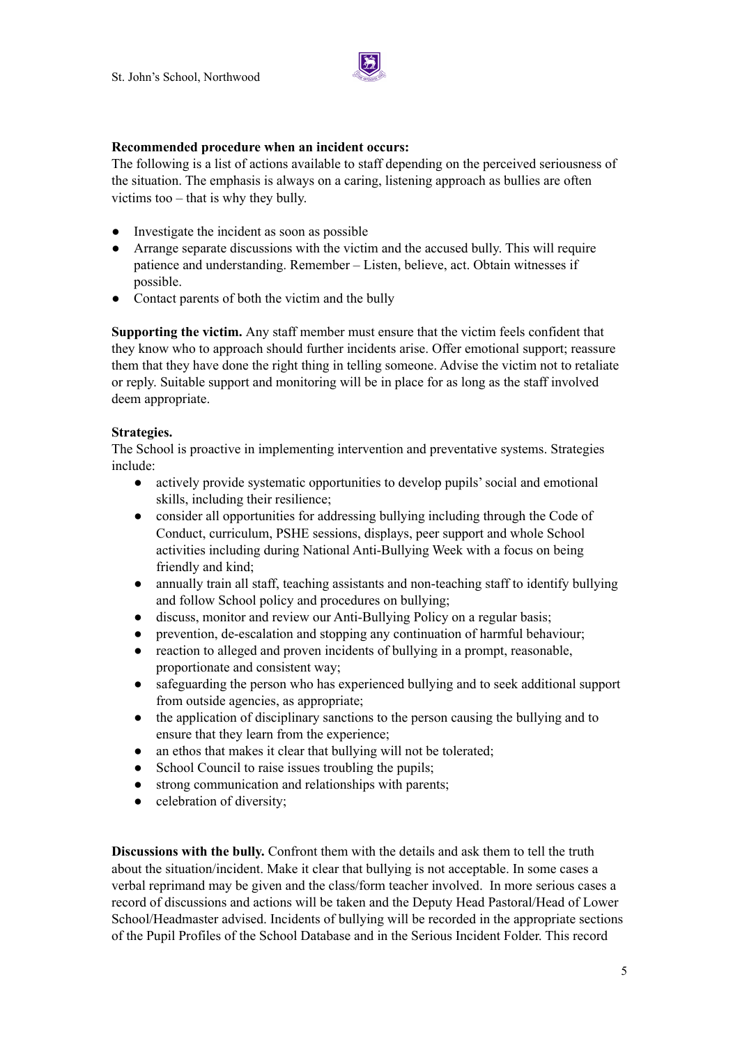**Recommended procedure when an incident occurs:**
The following is a list of actions available to staff depending on the perceived seriousness of the situation. The emphasis is always on a caring, listening approach as bullies are often victims too – that is why they bully.

- Investigate the incident as soon as possible
- Arrange separate discussions with the victim and the accused bully. This will require patience and understanding. Remember – Listen, believe, act. Obtain witnesses if possible.
- Contact parents of both the victim and the bully

**Supporting the victim.** Any staff member must ensure that the victim feels confident that they know who to approach should further incidents arise. Offer emotional support; reassure them that they have done the right thing in telling someone. Advise the victim not to retaliate or reply. Suitable support and monitoring will be in place for as long as the staff involved deem appropriate.

**Strategies.**
The School is proactive in implementing intervention and preventative systems. Strategies include:

- actively provide systematic opportunities to develop pupils' social and emotional skills, including their resilience;
- consider all opportunities for addressing bullying including through the Code of Conduct, curriculum, PSHE sessions, displays, peer support and whole School activities including during National Anti-Bullying Week with a focus on being friendly and kind;
- annually train all staff, teaching assistants and non-teaching staff to identify bullying and follow School policy and procedures on bullying;
- discuss, monitor and review our Anti-Bullying Policy on a regular basis;
- prevention, de-escalation and stopping any continuation of harmful behaviour;
- reaction to alleged and proven incidents of bullying in a prompt, reasonable, proportionate and consistent way;
- safeguarding the person who has experienced bullying and to seek additional support from outside agencies, as appropriate;
- the application of disciplinary sanctions to the person causing the bullying and to ensure that they learn from the experience;
- an ethos that makes it clear that bullying will not be tolerated;
- School Council to raise issues troubling the pupils;
- strong communication and relationships with parents;
- celebration of diversity;

**Discussions with the bully.** Confront them with the details and ask them to tell the truth about the situation/incident. Make it clear that bullying is not acceptable. In some cases a verbal reprimand may be given and the class/form teacher involved. In more serious cases a record of discussions and actions will be taken and the Deputy Head Pastoral/Head of Lower School/Headmaster advised. Incidents of bullying will be recorded in the appropriate sections of the Pupil Profiles of the School Database and in the Serious Incident Folder. This record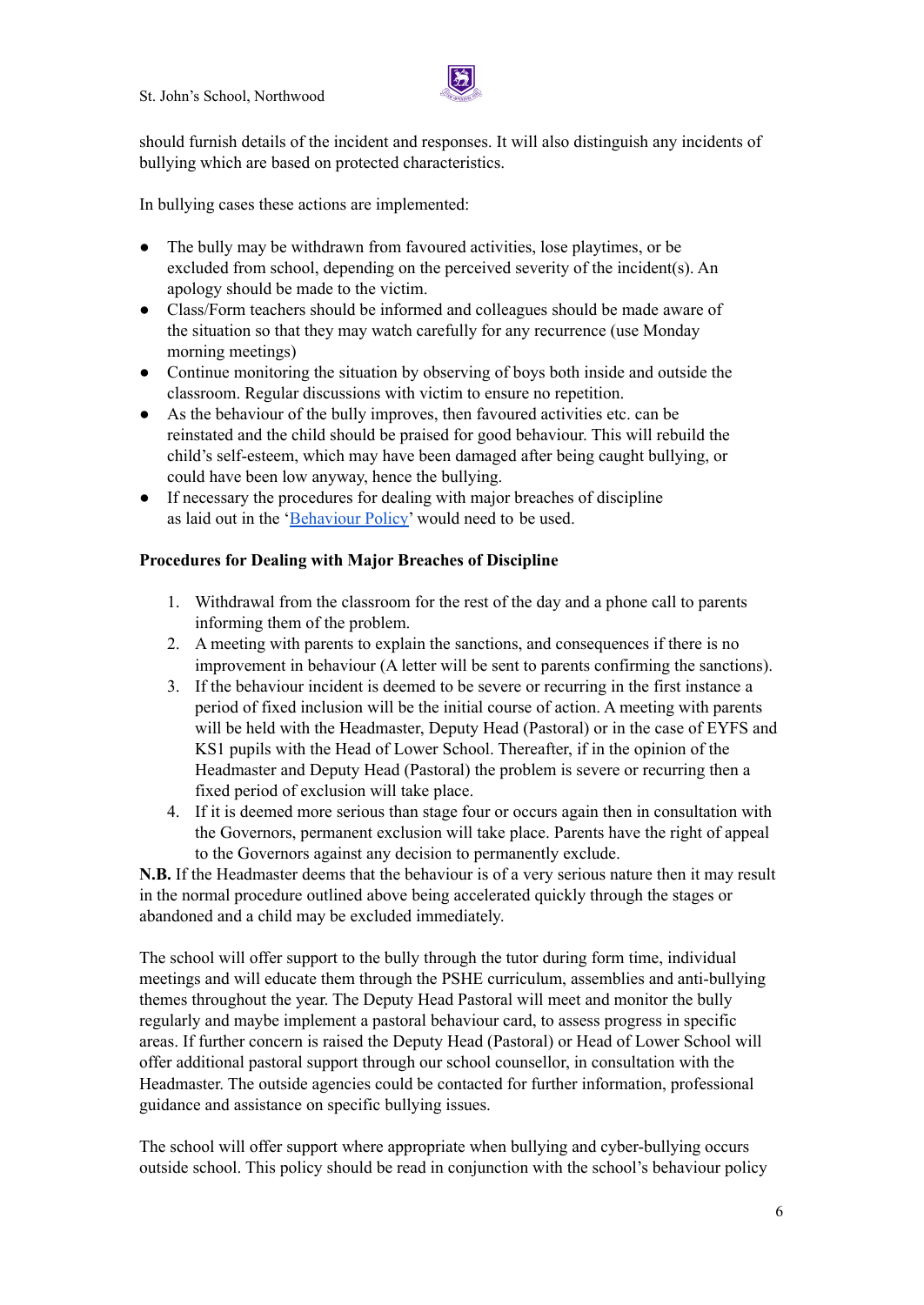should furnish details of the incident and responses. It will also distinguish any incidents of bullying which are based on protected characteristics.

In bullying cases these actions are implemented:

- The bully may be withdrawn from favoured activities, lose playtimes, or be excluded from school, depending on the perceived severity of the incident(s). An apology should be made to the victim.
- Class/Form teachers should be informed and colleagues should be made aware of the situation so that they may watch carefully for any recurrence (use Monday morning meetings)
- Continue monitoring the situation by observing of boys both inside and outside the classroom. Regular discussions with victim to ensure no repetition.
- As the behaviour of the bully improves, then favoured activities etc. can be reinstated and the child should be praised for good behaviour. This will rebuild the child's self-esteem, which may have been damaged after being caught bullying, or could have been low anyway, hence the bullying.
- If necessary the procedures for dealing with major breaches of discipline as laid out in the '[Behaviour Policy](#)' would need to be used.

**Procedures for Dealing with Major Breaches of Discipline**

1. Withdrawal from the classroom for the rest of the day and a phone call to parents informing them of the problem.
2. A meeting with parents to explain the sanctions, and consequences if there is no improvement in behaviour (A letter will be sent to parents confirming the sanctions).
3. If the behaviour incident is deemed to be severe or recurring in the first instance a period of fixed inclusion will be the initial course of action. A meeting with parents will be held with the Headmaster, Deputy Head (Pastoral) or in the case of EYFS and KS1 pupils with the Head of Lower School. Thereafter, if in the opinion of the Headmaster and Deputy Head (Pastoral) the problem is severe or recurring then a fixed period of exclusion will take place.
4. If it is deemed more serious than stage four or occurs again then in consultation with the Governors, permanent exclusion will take place. Parents have the right of appeal to the Governors against any decision to permanently exclude.

**N.B.** If the Headmaster deems that the behaviour is of a very serious nature then it may result in the normal procedure outlined above being accelerated quickly through the stages or abandoned and a child may be excluded immediately.

The school will offer support to the bully through the tutor during form time, individual meetings and will educate them through the PSHE curriculum, assemblies and anti-bullying themes throughout the year. The Deputy Head Pastoral will meet and monitor the bully regularly and maybe implement a pastoral behaviour card, to assess progress in specific areas. If further concern is raised the Deputy Head (Pastoral) or Head of Lower School will offer additional pastoral support through our school counsellor, in consultation with the Headmaster. The outside agencies could be contacted for further information, professional guidance and assistance on specific bullying issues.

The school will offer support where appropriate when bullying and cyber-bullying occurs outside school. This policy should be read in conjunction with the school's behaviour policy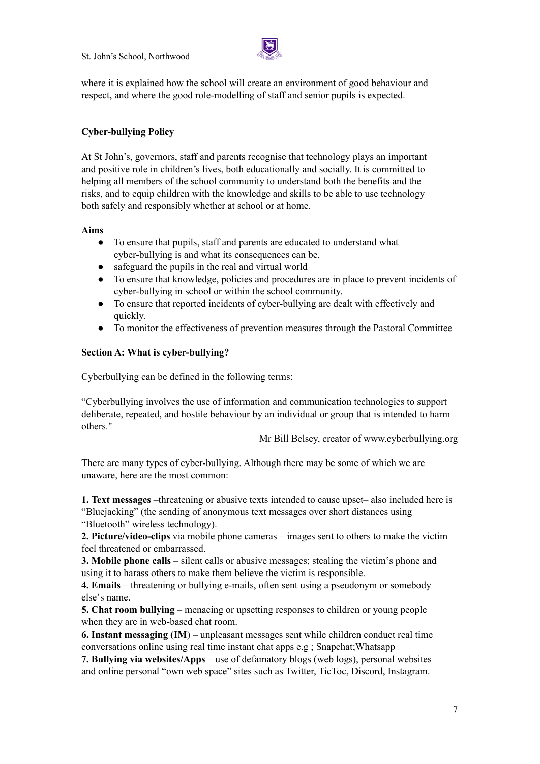where it is explained how the school will create an environment of good behaviour and respect, and where the good role-modelling of staff and senior pupils is expected.

**Cyber-bullying Policy**

At St John's, governors, staff and parents recognise that technology plays an important and positive role in children's lives, both educationally and socially. It is committed to helping all members of the school community to understand both the benefits and the risks, and to equip children with the knowledge and skills to be able to use technology both safely and responsibly whether at school or at home.

**Aims**

- To ensure that pupils, staff and parents are educated to understand what cyber-bullying is and what its consequences can be.
- safeguard the pupils in the real and virtual world
- To ensure that knowledge, policies and procedures are in place to prevent incidents of cyber-bullying in school or within the school community.
- To ensure that reported incidents of cyber-bullying are dealt with effectively and quickly.
- To monitor the effectiveness of prevention measures through the Pastoral Committee

**Section A: What is cyber-bullying?**

Cyberbullying can be defined in the following terms:

"Cyberbullying involves the use of information and communication technologies to support deliberate, repeated, and hostile behaviour by an individual or group that is intended to harm others."

Mr Bill Belsey, creator of www.cyberbullying.org

There are many types of cyber-bullying. Although there may be some of which we are unaware, here are the most common:

**1. Text messages** –threatening or abusive texts intended to cause upset– also included here is "Bluejacking" (the sending of anonymous text messages over short distances using "Bluetooth" wireless technology).
**2. Picture/video-clips** via mobile phone cameras – images sent to others to make the victim feel threatened or embarrassed.
**3. Mobile phone calls** – silent calls or abusive messages; stealing the victim's phone and using it to harass others to make them believe the victim is responsible.
**4. Emails** – threatening or bullying e-mails, often sent using a pseudonym or somebody else's name.
**5. Chat room bullying** – menacing or upsetting responses to children or young people when they are in web-based chat room.
**6. Instant messaging (IM**) – unpleasant messages sent while children conduct real time conversations online using real time instant chat apps e.g ; Snapchat;Whatsapp
**7. Bullying via websites/Apps** – use of defamatory blogs (web logs), personal websites and online personal "own web space" sites such as Twitter, TicToc, Discord, Instagram.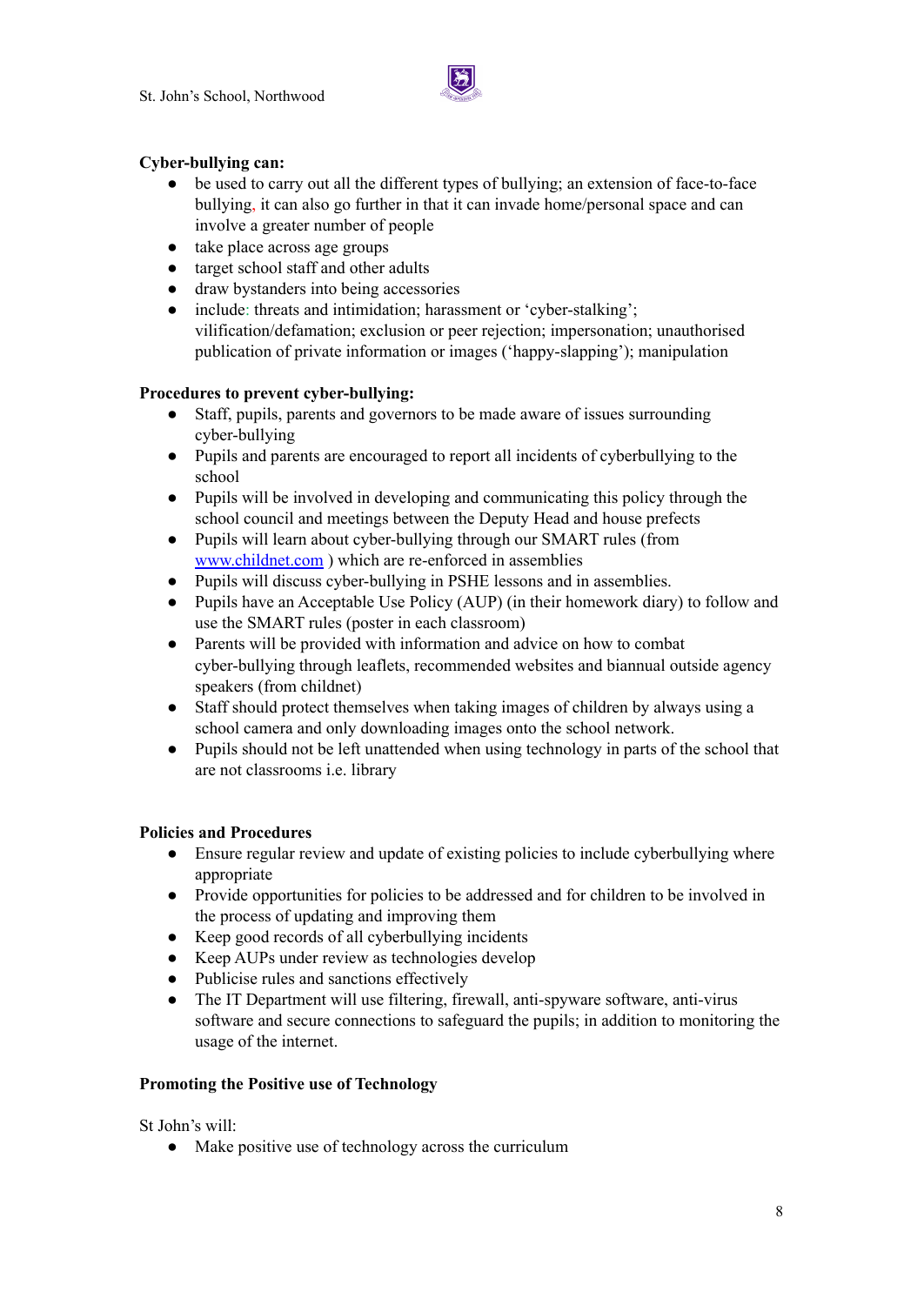**Cyber-bullying can:**

- be used to carry out all the different types of bullying; an extension of face-to-face bullying, it can also go further in that it can invade home/personal space and can involve a greater number of people
- take place across age groups
- target school staff and other adults
- draw bystanders into being accessories
- include: threats and intimidation; harassment or 'cyber-stalking'; vilification/defamation; exclusion or peer rejection; impersonation; unauthorised publication of private information or images ('happy-slapping'); manipulation

**Procedures to prevent cyber-bullying:**

- Staff, pupils, parents and governors to be made aware of issues surrounding cyber-bullying
- Pupils and parents are encouraged to report all incidents of cyberbullying to the school
- Pupils will be involved in developing and communicating this policy through the school council and meetings between the Deputy Head and house prefects
- Pupils will learn about cyber-bullying through our SMART rules (from [www.childnet.com](http://www.childnet.com) ) which are re-enforced in assemblies
- Pupils will discuss cyber-bullying in PSHE lessons and in assemblies.
- Pupils have an Acceptable Use Policy (AUP) (in their homework diary) to follow and use the SMART rules (poster in each classroom)
- Parents will be provided with information and advice on how to combat cyber-bullying through leaflets, recommended websites and biannual outside agency speakers (from childnet)
- Staff should protect themselves when taking images of children by always using a school camera and only downloading images onto the school network.
- Pupils should not be left unattended when using technology in parts of the school that are not classrooms i.e. library

**Policies and Procedures**

- Ensure regular review and update of existing policies to include cyberbullying where appropriate
- Provide opportunities for policies to be addressed and for children to be involved in the process of updating and improving them
- Keep good records of all cyberbullying incidents
- Keep AUPs under review as technologies develop
- Publicise rules and sanctions effectively
- The IT Department will use filtering, firewall, anti-spyware software, anti-virus software and secure connections to safeguard the pupils; in addition to monitoring the usage of the internet.

**Promoting the Positive use of Technology**

St John's will:

- Make positive use of technology across the curriculum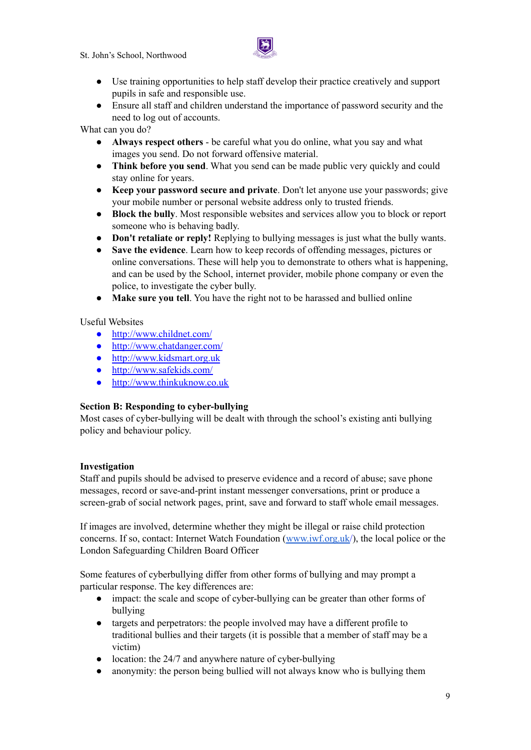- Use training opportunities to help staff develop their practice creatively and support pupils in safe and responsible use.
- Ensure all staff and children understand the importance of password security and the need to log out of accounts.

What can you do?

- **Always respect others** - be careful what you do online, what you say and what images you send. Do not forward offensive material.
- **Think before you send**. What you send can be made public very quickly and could stay online for years.
- **Keep your password secure and private**. Don't let anyone use your passwords; give your mobile number or personal website address only to trusted friends.
- **Block the bully**. Most responsible websites and services allow you to block or report someone who is behaving badly.
- **Don't retaliate or reply!** Replying to bullying messages is just what the bully wants.
- **Save the evidence**. Learn how to keep records of offending messages, pictures or online conversations. These will help you to demonstrate to others what is happening, and can be used by the School, internet provider, mobile phone company or even the police, to investigate the cyber bully.
- **Make sure you tell**. You have the right not to be harassed and bullied online

Useful Websites

- [http://www.childnet.com/](http://www.childnet.com/)
- [http://www.chatdanger.com/](http://www.chatdanger.com/)
- [http://www.kidsmart.org.uk](http://www.kidsmart.org.uk)
- [http://www.safekids.com/](http://www.safekids.com/)
- [http://www.thinkuknow.co.uk](http://www.thinkuknow.co.uk)

**Section B: Responding to cyber-bullying**

Most cases of cyber-bullying will be dealt with through the school's existing anti bullying policy and behaviour policy.

**Investigation**

Staff and pupils should be advised to preserve evidence and a record of abuse; save phone messages, record or save-and-print instant messenger conversations, print or produce a screen-grab of social network pages, print, save and forward to staff whole email messages.

If images are involved, determine whether they might be illegal or raise child protection concerns. If so, contact: Internet Watch Foundation ([www.iwf.org.uk/](http://www.iwf.org.uk/)), the local police or the London Safeguarding Children Board Officer

Some features of cyberbullying differ from other forms of bullying and may prompt a particular response. The key differences are:

- impact: the scale and scope of cyber-bullying can be greater than other forms of bullying
- targets and perpetrators: the people involved may have a different profile to traditional bullies and their targets (it is possible that a member of staff may be a victim)
- location: the 24/7 and anywhere nature of cyber-bullying
- anonymity: the person being bullied will not always know who is bullying them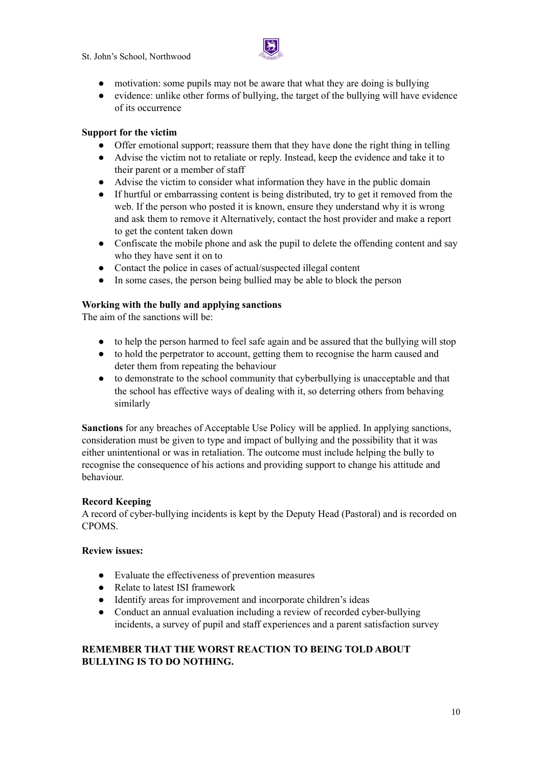- motivation: some pupils may not be aware that what they are doing is bullying
- evidence: unlike other forms of bullying, the target of the bullying will have evidence of its occurrence

**Support for the victim**

- Offer emotional support; reassure them that they have done the right thing in telling
- Advise the victim not to retaliate or reply. Instead, keep the evidence and take it to their parent or a member of staff
- Advise the victim to consider what information they have in the public domain
- If hurtful or embarrassing content is being distributed, try to get it removed from the web. If the person who posted it is known, ensure they understand why it is wrong and ask them to remove it Alternatively, contact the host provider and make a report to get the content taken down
- Confiscate the mobile phone and ask the pupil to delete the offending content and say who they have sent it on to
- Contact the police in cases of actual/suspected illegal content
- In some cases, the person being bullied may be able to block the person

**Working with the bully and applying sanctions**

The aim of the sanctions will be:

- to help the person harmed to feel safe again and be assured that the bullying will stop
- to hold the perpetrator to account, getting them to recognise the harm caused and deter them from repeating the behaviour
- to demonstrate to the school community that cyberbullying is unacceptable and that the school has effective ways of dealing with it, so deterring others from behaving similarly

**Sanctions** for any breaches of Acceptable Use Policy will be applied. In applying sanctions, consideration must be given to type and impact of bullying and the possibility that it was either unintentional or was in retaliation. The outcome must include helping the bully to recognise the consequence of his actions and providing support to change his attitude and behaviour.

**Record Keeping**

A record of cyber-bullying incidents is kept by the Deputy Head (Pastoral) and is recorded on CPOMS.

**Review issues:**

- Evaluate the effectiveness of prevention measures
- Relate to latest ISI framework
- Identify areas for improvement and incorporate children's ideas
- Conduct an annual evaluation including a review of recorded cyber-bullying incidents, a survey of pupil and staff experiences and a parent satisfaction survey

**REMEMBER THAT THE WORST REACTION TO BEING TOLD ABOUT BULLYING IS TO DO NOTHING.**